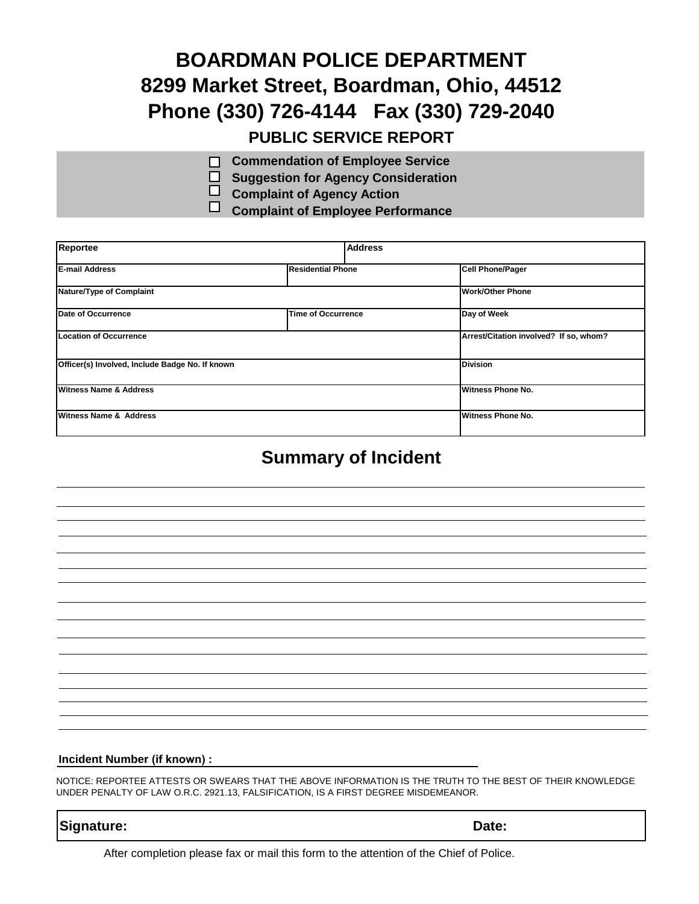# BOARDMAN POLICE DEPARTMENT

# 8299 Market Street, Boardman, Ohio, 44512

# Phone (330) 726-4144   Fax (330) 729-2040

## PUBLIC SERVICE REPORT

- ☐ **Commendation of Employee Service**
- ☐ **Suggestion for Agency Consideration**
- ☐ **Complaint of Agency Action**
- ☐ **Complaint of Employee Performance**

| Reportee | | Address | |
|---|---|---|---|
| **E-mail Address** | **Residential Phone** | | **Cell Phone/Pager** |
| **Nature/Type of Complaint** | | | **Work/Other Phone** |
| **Date of Occurrence** | **Time of Occurrence** | | **Day of Week** |
| **Location of Occurrence** | | | **Arrest/Citation involved? If so, whom?** |
| **Officer(s) Involved, Include Badge No. If known** | | | **Division** |
| **Witness Name & Address** | | | **Witness Phone No.** |
| **Witness Name & Address** | | | **Witness Phone No.** |

## Summary of Incident

**Incident Number (if known) :** ______________________________

NOTICE: REPORTEE ATTESTS OR SWEARS THAT THE ABOVE INFORMATION IS THE TRUTH TO THE BEST OF THEIR KNOWLEDGE UNDER PENALTY OF LAW O.R.C. 2921.13, FALSIFICATION, IS A FIRST DEGREE MISDEMEANOR.

| **Signature:** | **Date:** |
|---|---|

After completion please fax or mail this form to the attention of the Chief of Police.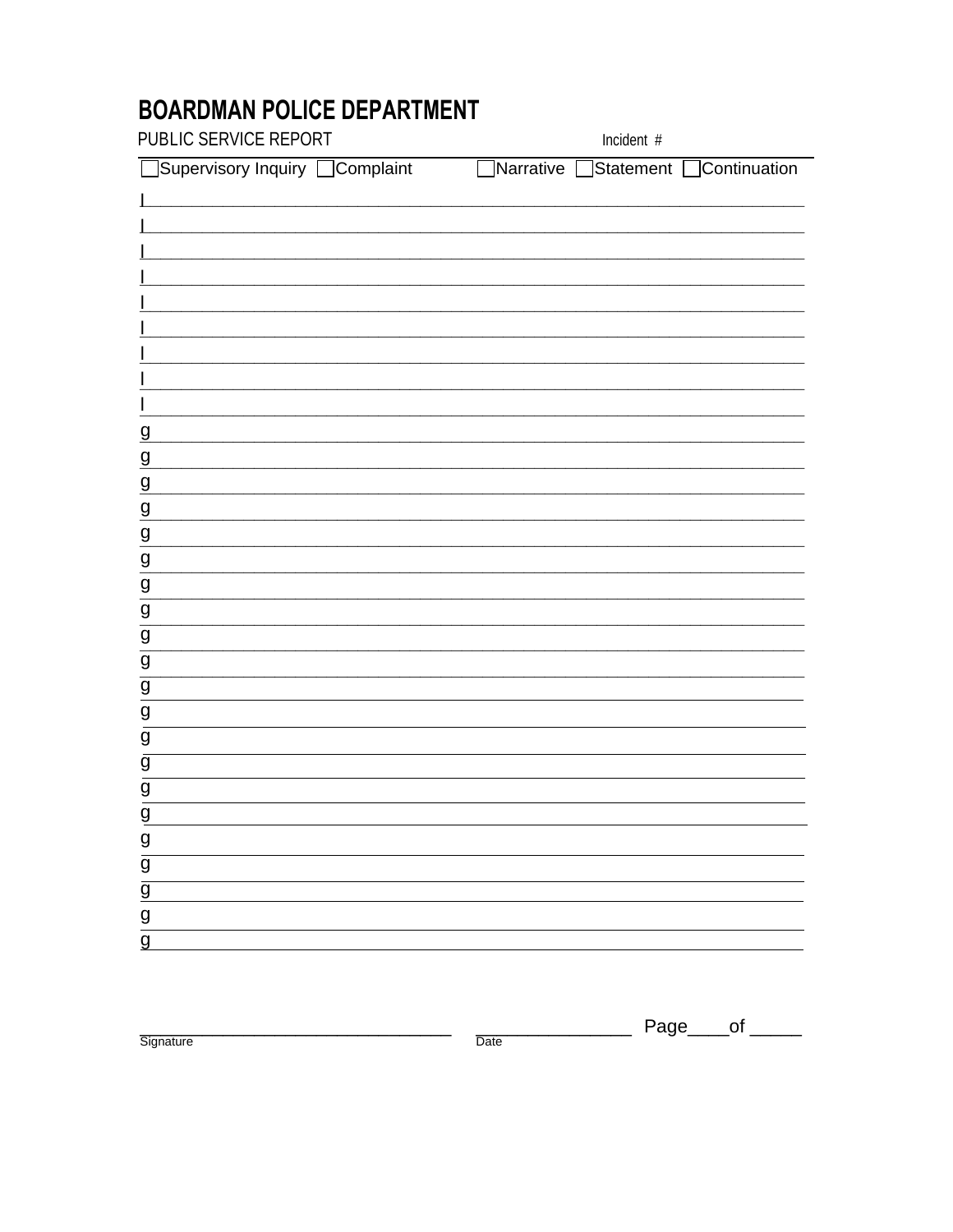# BOARDMAN POLICE DEPARTMENT

PUBLIC SERVICE REPORT                    Incident #

☐ Supervisory Inquiry ☐ Complaint ☐ Narrative ☐ Statement ☐ Continuation

l\_\_\_\_\_\_\_\_\_\_\_\_\_\_\_\_\_\_\_\_\_\_\_\_\_\_\_\_\_\_\_\_\_\_\_\_\_\_\_\_\_\_\_\_\_\_\_\_\_\_\_\_\_\_\_\_\_\_\_\_\_\_

l\_\_\_\_\_\_\_\_\_\_\_\_\_\_\_\_\_\_\_\_\_\_\_\_\_\_\_\_\_\_\_\_\_\_\_\_\_\_\_\_\_\_\_\_\_\_\_\_\_\_\_\_\_\_\_\_\_\_\_\_\_\_

l\_\_\_\_\_\_\_\_\_\_\_\_\_\_\_\_\_\_\_\_\_\_\_\_\_\_\_\_\_\_\_\_\_\_\_\_\_\_\_\_\_\_\_\_\_\_\_\_\_\_\_\_\_\_\_\_\_\_\_\_\_\_

l\_\_\_\_\_\_\_\_\_\_\_\_\_\_\_\_\_\_\_\_\_\_\_\_\_\_\_\_\_\_\_\_\_\_\_\_\_\_\_\_\_\_\_\_\_\_\_\_\_\_\_\_\_\_\_\_\_\_\_\_\_\_

l\_\_\_\_\_\_\_\_\_\_\_\_\_\_\_\_\_\_\_\_\_\_\_\_\_\_\_\_\_\_\_\_\_\_\_\_\_\_\_\_\_\_\_\_\_\_\_\_\_\_\_\_\_\_\_\_\_\_\_\_\_\_

l\_\_\_\_\_\_\_\_\_\_\_\_\_\_\_\_\_\_\_\_\_\_\_\_\_\_\_\_\_\_\_\_\_\_\_\_\_\_\_\_\_\_\_\_\_\_\_\_\_\_\_\_\_\_\_\_\_\_\_\_\_\_

l\_\_\_\_\_\_\_\_\_\_\_\_\_\_\_\_\_\_\_\_\_\_\_\_\_\_\_\_\_\_\_\_\_\_\_\_\_\_\_\_\_\_\_\_\_\_\_\_\_\_\_\_\_\_\_\_\_\_\_\_\_\_

l\_\_\_\_\_\_\_\_\_\_\_\_\_\_\_\_\_\_\_\_\_\_\_\_\_\_\_\_\_\_\_\_\_\_\_\_\_\_\_\_\_\_\_\_\_\_\_\_\_\_\_\_\_\_\_\_\_\_\_\_\_\_

l\_\_\_\_\_\_\_\_\_\_\_\_\_\_\_\_\_\_\_\_\_\_\_\_\_\_\_\_\_\_\_\_\_\_\_\_\_\_\_\_\_\_\_\_\_\_\_\_\_\_\_\_\_\_\_\_\_\_\_\_\_\_

g\_\_\_\_\_\_\_\_\_\_\_\_\_\_\_\_\_\_\_\_\_\_\_\_\_\_\_\_\_\_\_\_\_\_\_\_\_\_\_\_\_\_\_\_\_\_\_\_\_\_\_\_\_\_\_\_\_\_\_\_\_\_

g\_\_\_\_\_\_\_\_\_\_\_\_\_\_\_\_\_\_\_\_\_\_\_\_\_\_\_\_\_\_\_\_\_\_\_\_\_\_\_\_\_\_\_\_\_\_\_\_\_\_\_\_\_\_\_\_\_\_\_\_\_\_

g\_\_\_\_\_\_\_\_\_\_\_\_\_\_\_\_\_\_\_\_\_\_\_\_\_\_\_\_\_\_\_\_\_\_\_\_\_\_\_\_\_\_\_\_\_\_\_\_\_\_\_\_\_\_\_\_\_\_\_\_\_\_

g\_\_\_\_\_\_\_\_\_\_\_\_\_\_\_\_\_\_\_\_\_\_\_\_\_\_\_\_\_\_\_\_\_\_\_\_\_\_\_\_\_\_\_\_\_\_\_\_\_\_\_\_\_\_\_\_\_\_\_\_\_\_

g\_\_\_\_\_\_\_\_\_\_\_\_\_\_\_\_\_\_\_\_\_\_\_\_\_\_\_\_\_\_\_\_\_\_\_\_\_\_\_\_\_\_\_\_\_\_\_\_\_\_\_\_\_\_\_\_\_\_\_\_\_\_

g\_\_\_\_\_\_\_\_\_\_\_\_\_\_\_\_\_\_\_\_\_\_\_\_\_\_\_\_\_\_\_\_\_\_\_\_\_\_\_\_\_\_\_\_\_\_\_\_\_\_\_\_\_\_\_\_\_\_\_\_\_\_

g\_\_\_\_\_\_\_\_\_\_\_\_\_\_\_\_\_\_\_\_\_\_\_\_\_\_\_\_\_\_\_\_\_\_\_\_\_\_\_\_\_\_\_\_\_\_\_\_\_\_\_\_\_\_\_\_\_\_\_\_\_\_

g\_\_\_\_\_\_\_\_\_\_\_\_\_\_\_\_\_\_\_\_\_\_\_\_\_\_\_\_\_\_\_\_\_\_\_\_\_\_\_\_\_\_\_\_\_\_\_\_\_\_\_\_\_\_\_\_\_\_\_\_\_\_

g\_\_\_\_\_\_\_\_\_\_\_\_\_\_\_\_\_\_\_\_\_\_\_\_\_\_\_\_\_\_\_\_\_\_\_\_\_\_\_\_\_\_\_\_\_\_\_\_\_\_\_\_\_\_\_\_\_\_\_\_\_\_

g\_\_\_\_\_\_\_\_\_\_\_\_\_\_\_\_\_\_\_\_\_\_\_\_\_\_\_\_\_\_\_\_\_\_\_\_\_\_\_\_\_\_\_\_\_\_\_\_\_\_\_\_\_\_\_\_\_\_\_\_\_\_

g\_\_\_\_\_\_\_\_\_\_\_\_\_\_\_\_\_\_\_\_\_\_\_\_\_\_\_\_\_\_\_\_\_\_\_\_\_\_\_\_\_\_\_\_\_\_\_\_\_\_\_\_\_\_\_\_\_\_\_\_\_\_

g\_\_\_\_\_\_\_\_\_\_\_\_\_\_\_\_\_\_\_\_\_\_\_\_\_\_\_\_\_\_\_\_\_\_\_\_\_\_\_\_\_\_\_\_\_\_\_\_\_\_\_\_\_\_\_\_\_\_\_\_\_\_

g\_\_\_\_\_\_\_\_\_\_\_\_\_\_\_\_\_\_\_\_\_\_\_\_\_\_\_\_\_\_\_\_\_\_\_\_\_\_\_\_\_\_\_\_\_\_\_\_\_\_\_\_\_\_\_\_\_\_\_\_\_\_

g\_\_\_\_\_\_\_\_\_\_\_\_\_\_\_\_\_\_\_\_\_\_\_\_\_\_\_\_\_\_\_\_\_\_\_\_\_\_\_\_\_\_\_\_\_\_\_\_\_\_\_\_\_\_\_\_\_\_\_\_\_\_

g\_\_\_\_\_\_\_\_\_\_\_\_\_\_\_\_\_\_\_\_\_\_\_\_\_\_\_\_\_\_\_\_\_\_\_\_\_\_\_\_\_\_\_\_\_\_\_\_\_\_\_\_\_\_\_\_\_\_\_\_\_\_

g\_\_\_\_\_\_\_\_\_\_\_\_\_\_\_\_\_\_\_\_\_\_\_\_\_\_\_\_\_\_\_\_\_\_\_\_\_\_\_\_\_\_\_\_\_\_\_\_\_\_\_\_\_\_\_\_\_\_\_\_\_\_

g\_\_\_\_\_\_\_\_\_\_\_\_\_\_\_\_\_\_\_\_\_\_\_\_\_\_\_\_\_\_\_\_\_\_\_\_\_\_\_\_\_\_\_\_\_\_\_\_\_\_\_\_\_\_\_\_\_\_\_\_\_\_

g\_\_\_\_\_\_\_\_\_\_\_\_\_\_\_\_\_\_\_\_\_\_\_\_\_\_\_\_\_\_\_\_\_\_\_\_\_\_\_\_\_\_\_\_\_\_\_\_\_\_\_\_\_\_\_\_\_\_\_\_\_\_

g\_\_\_\_\_\_\_\_\_\_\_\_\_\_\_\_\_\_\_\_\_\_\_\_\_\_\_\_\_\_\_\_\_\_\_\_\_\_\_\_\_\_\_\_\_\_\_\_\_\_\_\_\_\_\_\_\_\_\_\_\_\_

g\_\_\_\_\_\_\_\_\_\_\_\_\_\_\_\_\_\_\_\_\_\_\_\_\_\_\_\_\_\_\_\_\_\_\_\_\_\_\_\_\_\_\_\_\_\_\_\_\_\_\_\_\_\_\_\_\_\_\_\_\_\_

g\_\_\_\_\_\_\_\_\_\_\_\_\_\_\_\_\_\_\_\_\_\_\_\_\_\_\_\_\_\_\_\_\_\_\_\_\_\_\_\_\_\_\_\_\_\_\_\_\_\_\_\_\_\_\_\_\_\_\_\_\_\_

g\_\_\_\_\_\_\_\_\_\_\_\_\_\_\_\_\_\_\_\_\_\_\_\_\_\_\_\_\_\_\_\_\_\_\_\_\_\_\_\_\_\_\_\_\_\_\_\_\_\_\_\_\_\_\_\_\_\_\_\_\_\_

g\_\_\_\_\_\_\_\_\_\_\_\_\_\_\_\_\_\_\_\_\_\_\_\_\_\_\_\_\_\_\_\_\_\_\_\_\_\_\_\_\_\_\_\_\_\_\_\_\_\_\_\_\_\_\_\_\_\_\_\_\_\_

g\_\_\_\_\_\_\_\_\_\_\_\_\_\_\_\_\_\_\_\_\_\_\_\_\_\_\_\_\_\_\_\_\_\_\_\_\_\_\_\_\_\_\_\_\_\_\_\_\_\_\_\_\_\_\_\_\_\_\_\_\_\_

g\_\_\_\_\_\_\_\_\_\_\_\_\_\_\_\_\_\_\_\_\_\_\_\_\_\_\_\_\_\_\_\_\_\_\_\_\_\_\_\_\_\_\_\_\_\_\_\_\_\_\_\_\_\_\_\_\_\_\_\_\_\_

\_\_\_\_\_\_\_\_\_\_\_\_\_\_\_\_\_\_\_\_\_\_\_\_\_\_\_\_\_\_\_\_ \_\_\_\_\_\_\_\_\_\_\_\_\_\_\_\_ Page\_\_\_\_of \_\_\_\_\_

Signature                                                  Date